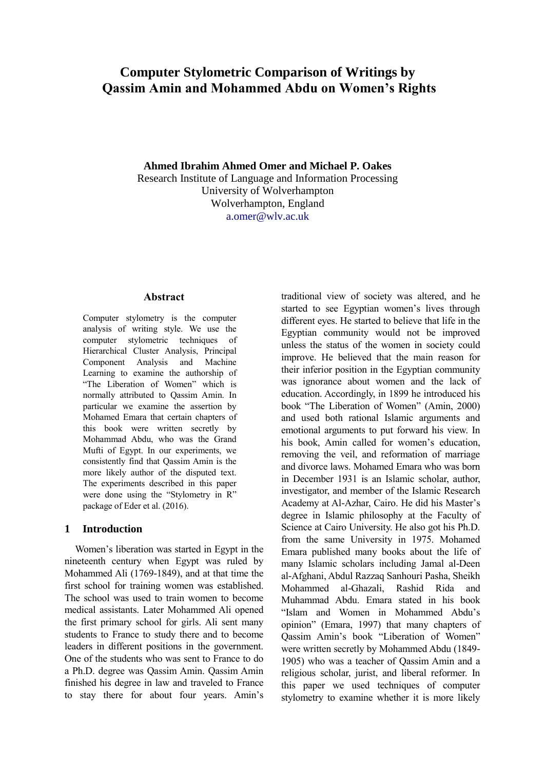# Computer Stylometric Comparison of Writings by Qassim Amin and Mohammed Abdu on Women's Rights

**Ahmed Ibrahim Ahmed Omer and Michael P. Oakes**
Research Institute of Language and Information Processing
University of Wolverhampton
Wolverhampton, England
a.omer@wlv.ac.uk

## Abstract

Computer stylometry is the computer analysis of writing style. We use the computer stylometric techniques of Hierarchical Cluster Analysis, Principal Component Analysis and Machine Learning to examine the authorship of "The Liberation of Women" which is normally attributed to Qassim Amin. In particular we examine the assertion by Mohamed Emara that certain chapters of this book were written secretly by Mohammad Abdu, who was the Grand Mufti of Egypt. In our experiments, we consistently find that Qassim Amin is the more likely author of the disputed text. The experiments described in this paper were done using the "Stylometry in R" package of Eder et al. (2016).

## 1 Introduction

Women's liberation was started in Egypt in the nineteenth century when Egypt was ruled by Mohammed Ali (1769-1849), and at that time the first school for training women was established. The school was used to train women to become medical assistants. Later Mohammed Ali opened the first primary school for girls. Ali sent many students to France to study there and to become leaders in different positions in the government. One of the students who was sent to France to do a Ph.D. degree was Qassim Amin. Qassim Amin finished his degree in law and traveled to France to stay there for about four years. Amin's traditional view of society was altered, and he started to see Egyptian women's lives through different eyes. He started to believe that life in the Egyptian community would not be improved unless the status of the women in society could improve. He believed that the main reason for their inferior position in the Egyptian community was ignorance about women and the lack of education. Accordingly, in 1899 he introduced his book "The Liberation of Women" (Amin, 2000) and used both rational Islamic arguments and emotional arguments to put forward his view. In his book, Amin called for women's education, removing the veil, and reformation of marriage and divorce laws. Mohamed Emara who was born in December 1931 is an Islamic scholar, author, investigator, and member of the Islamic Research Academy at Al-Azhar, Cairo. He did his Master's degree in Islamic philosophy at the Faculty of Science at Cairo University. He also got his Ph.D. from the same University in 1975. Mohamed Emara published many books about the life of many Islamic scholars including Jamal al-Deen al-Afghani, Abdul Razzaq Sanhouri Pasha, Sheikh Mohammed al-Ghazali, Rashid Rida and Muhammad Abdu. Emara stated in his book "Islam and Women in Mohammed Abdu's opinion" (Emara, 1997) that many chapters of Qassim Amin's book "Liberation of Women" were written secretly by Mohammed Abdu (1849-1905) who was a teacher of Qassim Amin and a religious scholar, jurist, and liberal reformer. In this paper we used techniques of computer stylometry to examine whether it is more likely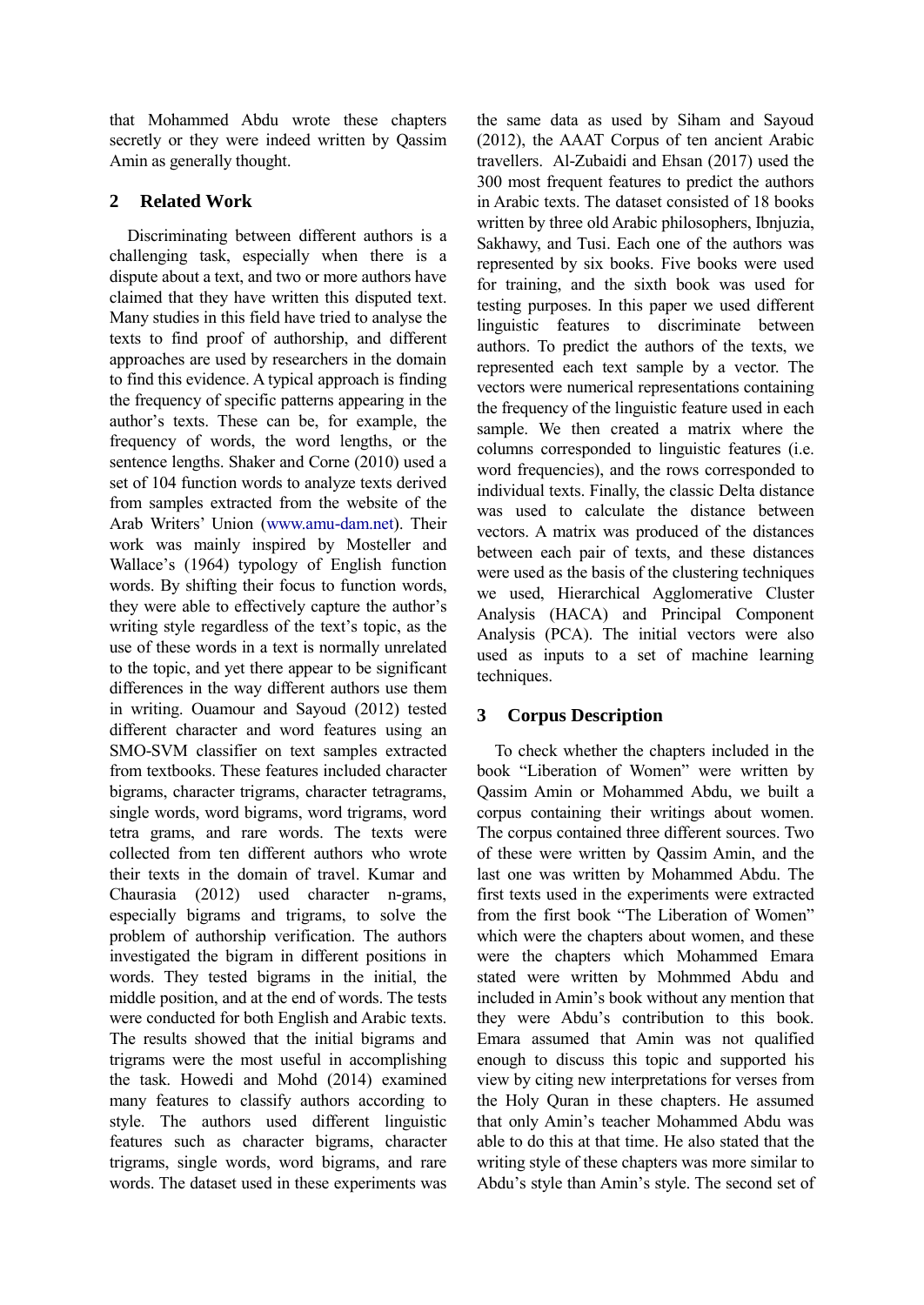that Mohammed Abdu wrote these chapters secretly or they were indeed written by Qassim Amin as generally thought.

## 2 Related Work

Discriminating between different authors is a challenging task, especially when there is a dispute about a text, and two or more authors have claimed that they have written this disputed text. Many studies in this field have tried to analyse the texts to find proof of authorship, and different approaches are used by researchers in the domain to find this evidence. A typical approach is finding the frequency of specific patterns appearing in the author's texts. These can be, for example, the frequency of words, the word lengths, or the sentence lengths. Shaker and Corne (2010) used a set of 104 function words to analyze texts derived from samples extracted from the website of the Arab Writers' Union (www.amu-dam.net). Their work was mainly inspired by Mosteller and Wallace's (1964) typology of English function words. By shifting their focus to function words, they were able to effectively capture the author's writing style regardless of the text's topic, as the use of these words in a text is normally unrelated to the topic, and yet there appear to be significant differences in the way different authors use them in writing. Ouamour and Sayoud (2012) tested different character and word features using an SMO-SVM classifier on text samples extracted from textbooks. These features included character bigrams, character trigrams, character tetragrams, single words, word bigrams, word trigrams, word tetra grams, and rare words. The texts were collected from ten different authors who wrote their texts in the domain of travel. Kumar and Chaurasia (2012) used character n-grams, especially bigrams and trigrams, to solve the problem of authorship verification. The authors investigated the bigram in different positions in words. They tested bigrams in the initial, the middle position, and at the end of words. The tests were conducted for both English and Arabic texts. The results showed that the initial bigrams and trigrams were the most useful in accomplishing the task. Howedi and Mohd (2014) examined many features to classify authors according to style. The authors used different linguistic features such as character bigrams, character trigrams, single words, word bigrams, and rare words. The dataset used in these experiments was the same data as used by Siham and Sayoud (2012), the AAAT Corpus of ten ancient Arabic travellers. Al-Zubaidi and Ehsan (2017) used the 300 most frequent features to predict the authors in Arabic texts. The dataset consisted of 18 books written by three old Arabic philosophers, Ibnjuzia, Sakhawy, and Tusi. Each one of the authors was represented by six books. Five books were used for training, and the sixth book was used for testing purposes. In this paper we used different linguistic features to discriminate between authors. To predict the authors of the texts, we represented each text sample by a vector. The vectors were numerical representations containing the frequency of the linguistic feature used in each sample. We then created a matrix where the columns corresponded to linguistic features (i.e. word frequencies), and the rows corresponded to individual texts. Finally, the classic Delta distance was used to calculate the distance between vectors. A matrix was produced of the distances between each pair of texts, and these distances were used as the basis of the clustering techniques we used, Hierarchical Agglomerative Cluster Analysis (HACA) and Principal Component Analysis (PCA). The initial vectors were also used as inputs to a set of machine learning techniques.

## 3 Corpus Description

To check whether the chapters included in the book "Liberation of Women" were written by Qassim Amin or Mohammed Abdu, we built a corpus containing their writings about women. The corpus contained three different sources. Two of these were written by Qassim Amin, and the last one was written by Mohammed Abdu. The first texts used in the experiments were extracted from the first book "The Liberation of Women" which were the chapters about women, and these were the chapters which Mohammed Emara stated were written by Mohmmed Abdu and included in Amin's book without any mention that they were Abdu's contribution to this book. Emara assumed that Amin was not qualified enough to discuss this topic and supported his view by citing new interpretations for verses from the Holy Quran in these chapters. He assumed that only Amin's teacher Mohammed Abdu was able to do this at that time. He also stated that the writing style of these chapters was more similar to Abdu's style than Amin's style. The second set of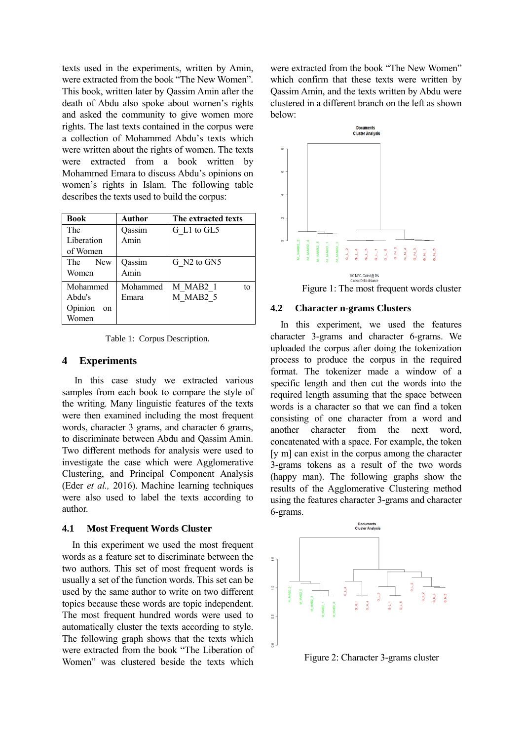texts used in the experiments, written by Amin, were extracted from the book "The New Women". This book, written later by Qassim Amin after the death of Abdu also spoke about women's rights and asked the community to give women more rights. The last texts contained in the corpus were a collection of Mohammed Abdu's texts which were written about the rights of women. The texts were extracted from a book written by Mohammed Emara to discuss Abdu's opinions on women's rights in Islam. The following table describes the texts used to build the corpus:

| Book | Author | The extracted texts |
|---|---|---|
| The Liberation of Women | Qassim Amin | G_L1 to GL5 |
| The New Women | Qassim Amin | G_N2 to GN5 |
| Mohammed Abdu's Opinion on Women | Mohammed Emara | M_MAB2_1 to M_MAB2_5 |

Table 1: Corpus Description.

## 4 Experiments

In this case study we extracted various samples from each book to compare the style of the writing. Many linguistic features of the texts were then examined including the most frequent words, character 3 grams, and character 6 grams, to discriminate between Abdu and Qassim Amin. Two different methods for analysis were used to investigate the case which were Agglomerative Clustering, and Principal Component Analysis (Eder *et al.,* 2016). Machine learning techniques were also used to label the texts according to author.

### 4.1 Most Frequent Words Cluster

In this experiment we used the most frequent words as a feature set to discriminate between the two authors. This set of most frequent words is usually a set of the function words. This set can be used by the same author to write on two different topics because these words are topic independent. The most frequent hundred words were used to automatically cluster the texts according to style. The following graph shows that the texts which were extracted from the book "The Liberation of Women" was clustered beside the texts which were extracted from the book "The New Women" which confirm that these texts were written by Qassim Amin, and the texts written by Abdu were clustered in a different branch on the left as shown below:

Figure 1: The most frequent words cluster

### 4.2 Character n-grams Clusters

In this experiment, we used the features character 3-grams and character 6-grams. We uploaded the corpus after doing the tokenization process to produce the corpus in the required format. The tokenizer made a window of a specific length and then cut the words into the required length assuming that the space between words is a character so that we can find a token consisting of one character from a word and another character from the next word, concatenated with a space. For example, the token [y m] can exist in the corpus among the character 3-grams tokens as a result of the two words (happy man). The following graphs show the results of the Agglomerative Clustering method using the features character 3-grams and character 6-grams.

Figure 2: Character 3-grams cluster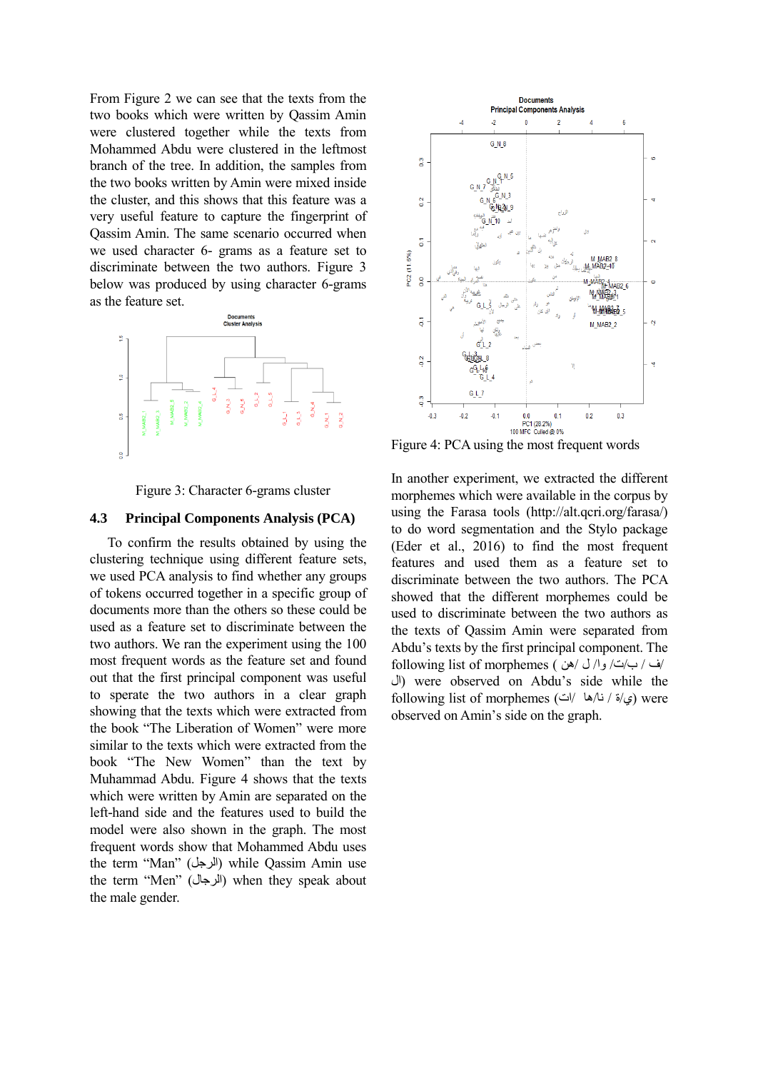From Figure 2 we can see that the texts from the two books which were written by Qassim Amin were clustered together while the texts from Mohammed Abdu were clustered in the leftmost branch of the tree. In addition, the samples from the two books written by Amin were mixed inside the cluster, and this shows that this feature was a very useful feature to capture the fingerprint of Qassim Amin. The same scenario occurred when we used character 6- grams as a feature set to discriminate between the two authors. Figure 3 below was produced by using character 6-grams as the feature set.

Figure 3: Character 6-grams cluster

### 4.3 Principal Components Analysis (PCA)

To confirm the results obtained by using the clustering technique using different feature sets, we used PCA analysis to find whether any groups of tokens occurred together in a specific group of documents more than the others so these could be used as a feature set to discriminate between the two authors. We ran the experiment using the 100 most frequent words as the feature set and found out that the first principal component was useful to sperate the two authors in a clear graph showing that the texts which were extracted from the book "The Liberation of Women" were more similar to the texts which were extracted from the book "The New Women" than the text by Muhammad Abdu. Figure 4 shows that the texts which were written by Amin are separated on the left-hand side and the features used to build the model were also shown in the graph. The most frequent words show that Mohammed Abdu uses the term "Man" (الرجل) while Qassim Amin use the term "Men" (الرجال) when they speak about the male gender.

Figure 4: PCA using the most frequent words

In another experiment, we extracted the different morphemes which were available in the corpus by using the Farasa tools (http://alt.qcri.org/farasa/) to do word segmentation and the Stylo package (Eder et al., 2016) to find the most frequent features and used them as a feature set to discriminate between the two authors. The PCA showed that the different morphemes could be used to discriminate between the two authors as the texts of Qassim Amin were separated from Abdu's texts by the first principal component. The following list of morphemes ( ف/ ب/ت/ و/ ل/ هن/ ال) were observed on Abdu's side while the following list of morphemes (ات/ ها/ نا/ ة/ ي) were observed on Amin's side on the graph.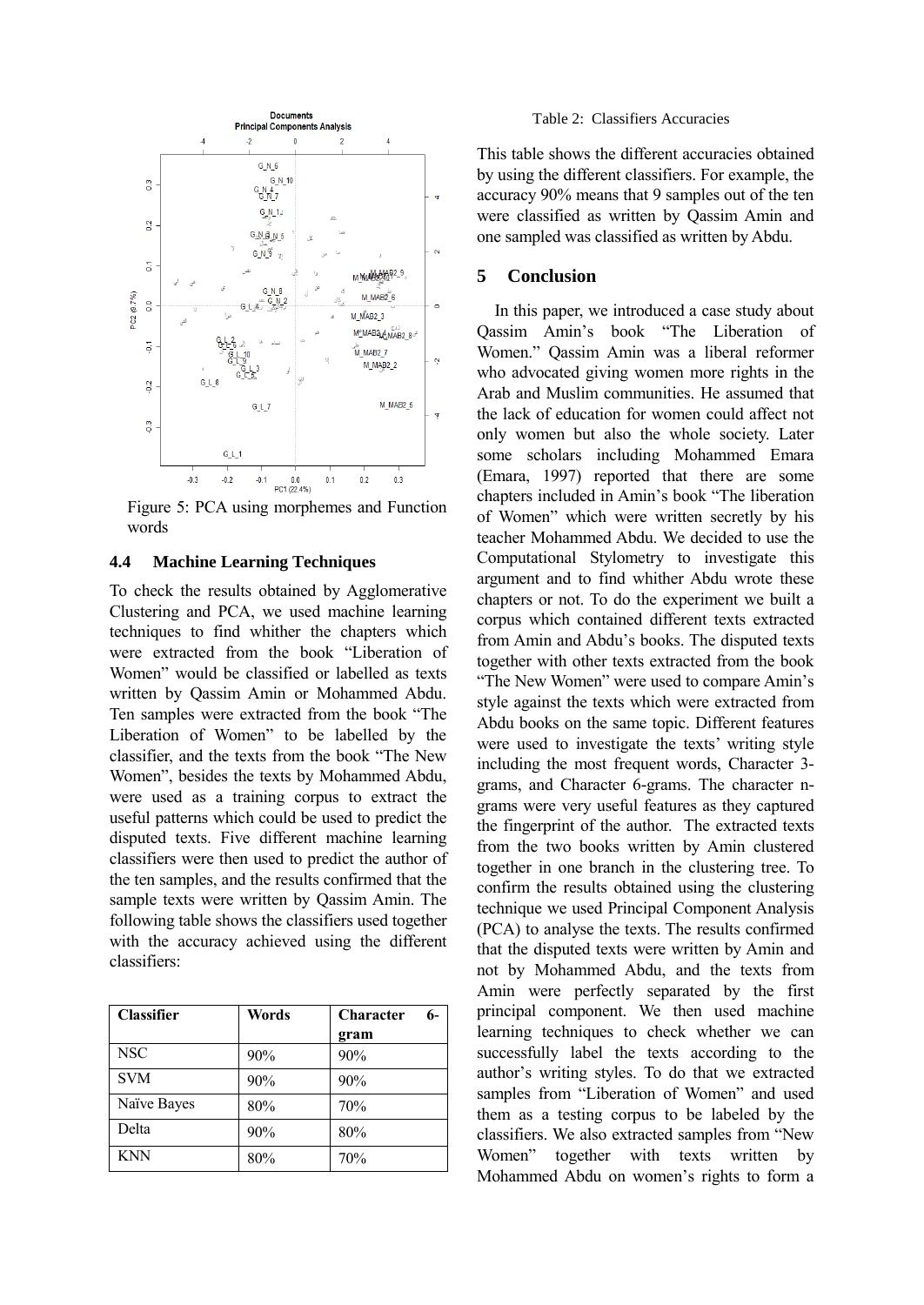Figure 5: PCA using morphemes and Function words

### 4.4 Machine Learning Techniques

To check the results obtained by Agglomerative Clustering and PCA, we used machine learning techniques to find whither the chapters which were extracted from the book "Liberation of Women" would be classified or labelled as texts written by Qassim Amin or Mohammed Abdu. Ten samples were extracted from the book "The Liberation of Women" to be labelled by the classifier, and the texts from the book "The New Women", besides the texts by Mohammed Abdu, were used as a training corpus to extract the useful patterns which could be used to predict the disputed texts. Five different machine learning classifiers were then used to predict the author of the ten samples, and the results confirmed that the sample texts were written by Qassim Amin. The following table shows the classifiers used together with the accuracy achieved using the different classifiers:

| Classifier | Words | Character 6-gram |
|---|---|---|
| NSC | 90% | 90% |
| SVM | 90% | 90% |
| Naïve Bayes | 80% | 70% |
| Delta | 90% | 80% |
| KNN | 80% | 70% |

Table 2: Classifiers Accuracies

This table shows the different accuracies obtained by using the different classifiers. For example, the accuracy 90% means that 9 samples out of the ten were classified as written by Qassim Amin and one sampled was classified as written by Abdu.

## 5 Conclusion

In this paper, we introduced a case study about Qassim Amin's book "The Liberation of Women." Qassim Amin was a liberal reformer who advocated giving women more rights in the Arab and Muslim communities. He assumed that the lack of education for women could affect not only women but also the whole society. Later some scholars including Mohammed Emara (Emara, 1997) reported that there are some chapters included in Amin's book "The liberation of Women" which were written secretly by his teacher Mohammed Abdu. We decided to use the Computational Stylometry to investigate this argument and to find whither Abdu wrote these chapters or not. To do the experiment we built a corpus which contained different texts extracted from Amin and Abdu's books. The disputed texts together with other texts extracted from the book "The New Women" were used to compare Amin's style against the texts which were extracted from Abdu books on the same topic. Different features were used to investigate the texts' writing style including the most frequent words, Character 3-grams, and Character 6-grams. The character n-grams were very useful features as they captured the fingerprint of the author. The extracted texts from the two books written by Amin clustered together in one branch in the clustering tree. To confirm the results obtained using the clustering technique we used Principal Component Analysis (PCA) to analyse the texts. The results confirmed that the disputed texts were written by Amin and not by Mohammed Abdu, and the texts from Amin were perfectly separated by the first principal component. We then used machine learning techniques to check whether we can successfully label the texts according to the author's writing styles. To do that we extracted samples from "Liberation of Women" and used them as a testing corpus to be labeled by the classifiers. We also extracted samples from "New Women" together with texts written by Mohammed Abdu on women's rights to form a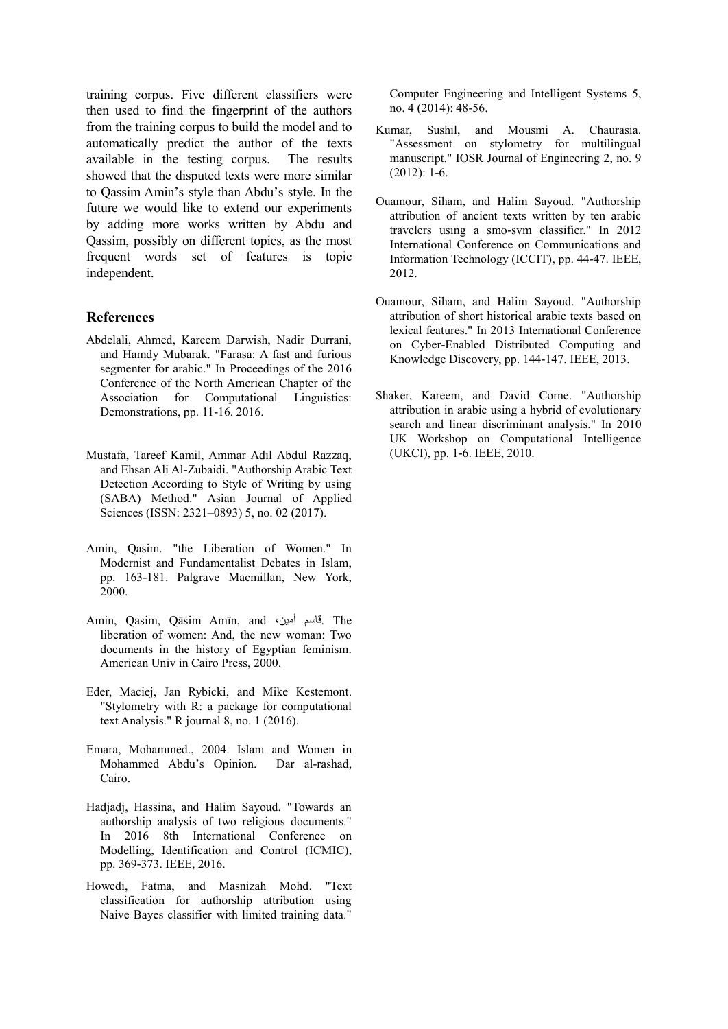training corpus. Five different classifiers were then used to find the fingerprint of the authors from the training corpus to build the model and to automatically predict the author of the texts available in the testing corpus. The results showed that the disputed texts were more similar to Qassim Amin's style than Abdu's style. In the future we would like to extend our experiments by adding more works written by Abdu and Qassim, possibly on different topics, as the most frequent words set of features is topic independent.

## References

Abdelali, Ahmed, Kareem Darwish, Nadir Durrani, and Hamdy Mubarak. "Farasa: A fast and furious segmenter for arabic." In Proceedings of the 2016 Conference of the North American Chapter of the Association for Computational Linguistics: Demonstrations, pp. 11-16. 2016.

Mustafa, Tareef Kamil, Ammar Adil Abdul Razzaq, and Ehsan Ali Al-Zubaidi. "Authorship Arabic Text Detection According to Style of Writing by using (SABA) Method." Asian Journal of Applied Sciences (ISSN: 2321–0893) 5, no. 02 (2017).

Amin, Qasim. "the Liberation of Women." In Modernist and Fundamentalist Debates in Islam, pp. 163-181. Palgrave Macmillan, New York, 2000.

Amin, Qasim, Qāsim Amīn, and قاسم أمين،. The liberation of women: And, the new woman: Two documents in the history of Egyptian feminism. American Univ in Cairo Press, 2000.

Eder, Maciej, Jan Rybicki, and Mike Kestemont. "Stylometry with R: a package for computational text Analysis." R journal 8, no. 1 (2016).

Emara, Mohammed., 2004. Islam and Women in Mohammed Abdu's Opinion. Dar al-rashad, Cairo.

Hadjadj, Hassina, and Halim Sayoud. "Towards an authorship analysis of two religious documents." In 2016 8th International Conference on Modelling, Identification and Control (ICMIC), pp. 369-373. IEEE, 2016.

Howedi, Fatma, and Masnizah Mohd. "Text classification for authorship attribution using Naive Bayes classifier with limited training data." Computer Engineering and Intelligent Systems 5, no. 4 (2014): 48-56.

Kumar, Sushil, and Mousmi A. Chaurasia. "Assessment on stylometry for multilingual manuscript." IOSR Journal of Engineering 2, no. 9 (2012): 1-6.

Ouamour, Siham, and Halim Sayoud. "Authorship attribution of ancient texts written by ten arabic travelers using a smo-svm classifier." In 2012 International Conference on Communications and Information Technology (ICCIT), pp. 44-47. IEEE, 2012.

Ouamour, Siham, and Halim Sayoud. "Authorship attribution of short historical arabic texts based on lexical features." In 2013 International Conference on Cyber-Enabled Distributed Computing and Knowledge Discovery, pp. 144-147. IEEE, 2013.

Shaker, Kareem, and David Corne. "Authorship attribution in arabic using a hybrid of evolutionary search and linear discriminant analysis." In 2010 UK Workshop on Computational Intelligence (UKCI), pp. 1-6. IEEE, 2010.